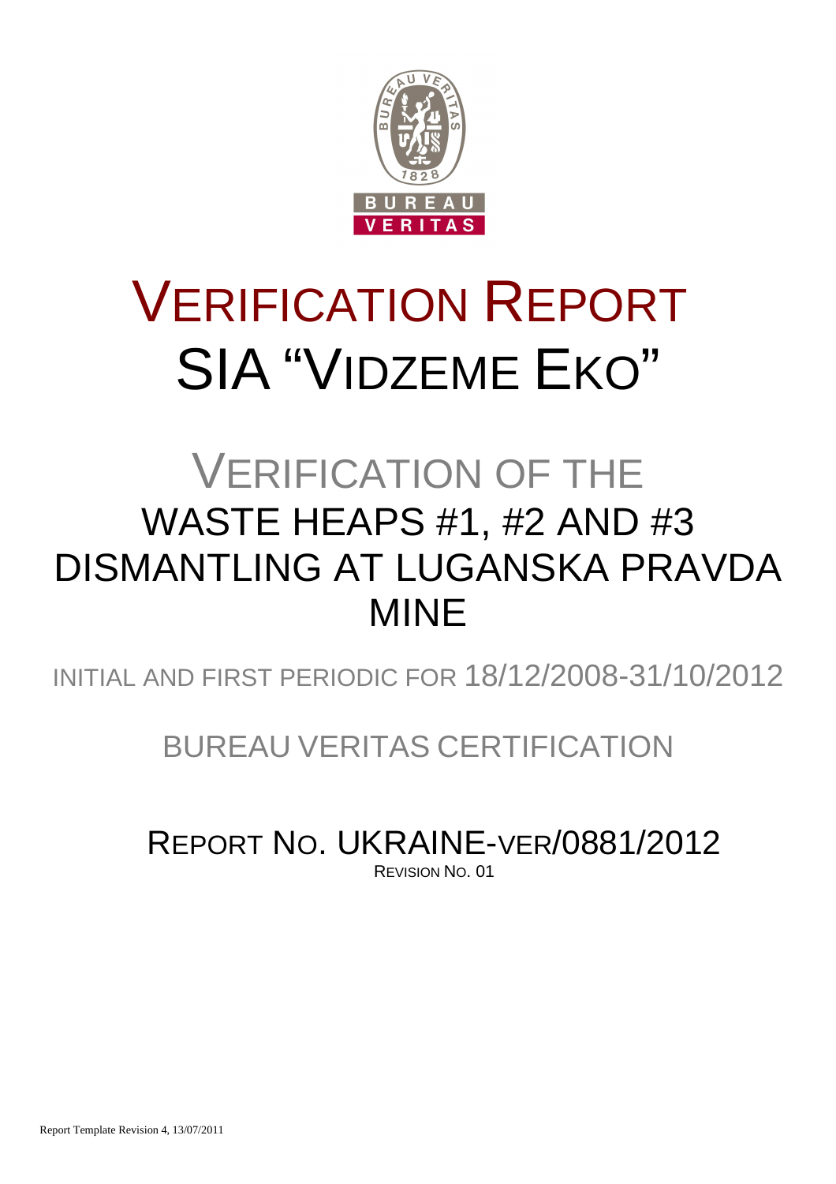# VERIFICATION REPORT
# SIA "VIDZEME EKO"

## VERIFICATION OF THE WASTE HEAPS #1, #2 AND #3 DISMANTLING AT LUGANSKA PRAVDA MINE

INITIAL AND FIRST PERIODIC FOR 18/12/2008-31/10/2012

BUREAU VERITAS CERTIFICATION

REPORT NO. UKRAINE-VER/0881/2012

REVISION NO. 01

Report Template Revision 4, 13/07/2011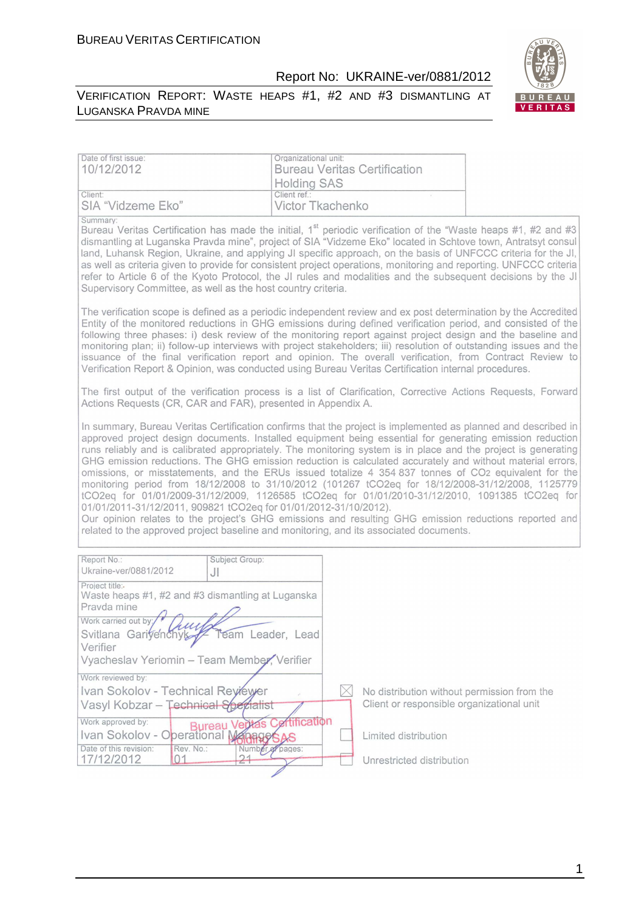| Date of first issue: | Organizational unit: |
|---|---|
| 10/12/2012 | Bureau Veritas Certification Holding SAS |
| Client: | Client ref.: |
| SIA "Vidzeme Eko" | Victor Tkachenko |

Summary:

Bureau Veritas Certification has made the initial, 1st periodic verification of the "Waste heaps #1, #2 and #3 dismantling at Luganska Pravda mine", project of SIA "Vidzeme Eko" located in Schtove town, Antratsyt consul land, Luhansk Region, Ukraine, and applying JI specific approach, on the basis of UNFCCC criteria for the JI, as well as criteria given to provide for consistent project operations, monitoring and reporting. UNFCCC criteria refer to Article 6 of the Kyoto Protocol, the JI rules and modalities and the subsequent decisions by the JI Supervisory Committee, as well as the host country criteria.

The verification scope is defined as a periodic independent review and ex post determination by the Accredited Entity of the monitored reductions in GHG emissions during defined verification period, and consisted of the following three phases: i) desk review of the monitoring report against project design and the baseline and monitoring plan; ii) follow-up interviews with project stakeholders; iii) resolution of outstanding issues and the issuance of the final verification report and opinion. The overall verification, from Contract Review to Verification Report & Opinion, was conducted using Bureau Veritas Certification internal procedures.

The first output of the verification process is a list of Clarification, Corrective Actions Requests, Forward Actions Requests (CR, CAR and FAR), presented in Appendix A.

In summary, Bureau Veritas Certification confirms that the project is implemented as planned and described in approved project design documents. Installed equipment being essential for generating emission reduction runs reliably and is calibrated appropriately. The monitoring system is in place and the project is generating GHG emission reductions. The GHG emission reduction is calculated accurately and without material errors, omissions, or misstatements, and the ERUs issued totalize 4 354 837 tonnes of $CO_2$ equivalent for the monitoring period from 18/12/2008 to 31/10/2012 (101267 $tCO_2eq$ for 18/12/2008-31/12/2008, 1125779 $tCO_2eq$ for 01/01/2009-31/12/2009, 1126585 $tCO_2eq$ for 01/01/2010-31/12/2010, 1091385 $tCO_2eq$ for 01/01/2011-31/12/2011, 909821 $tCO_2eq$ for 01/01/2012-31/10/2012).
Our opinion relates to the project's GHG emissions and resulting GHG emission reductions reported and related to the approved project baseline and monitoring, and its associated documents.

| Report No.: | Subject Group: |
|---|---|
| Ukraine-ver/0881/2012 | JI |

Project title:
Waste heaps #1, #2 and #3 dismantling at Luganska Pravda mine

Work carried out by:
Svitlana Gariyenchyk – Team Leader, Lead Verifier
Vyacheslav Yeriomin – Team Member, Verifier

Work reviewed by:
Ivan Sokolov - Technical Reviewer
Vasyl Kobzar – Technical Specialist

Work approved by:
Ivan Sokolov - Operational Manager

Bureau Veritas Certification Holding SAS

| Date of this revision: | Rev. No.: | Number of pages: |
|---|---|---|
| 17/12/2012 | 01 | 21 |

☒ No distribution without permission from the Client or responsible organizational unit

☐ Limited distribution

☐ Unrestricted distribution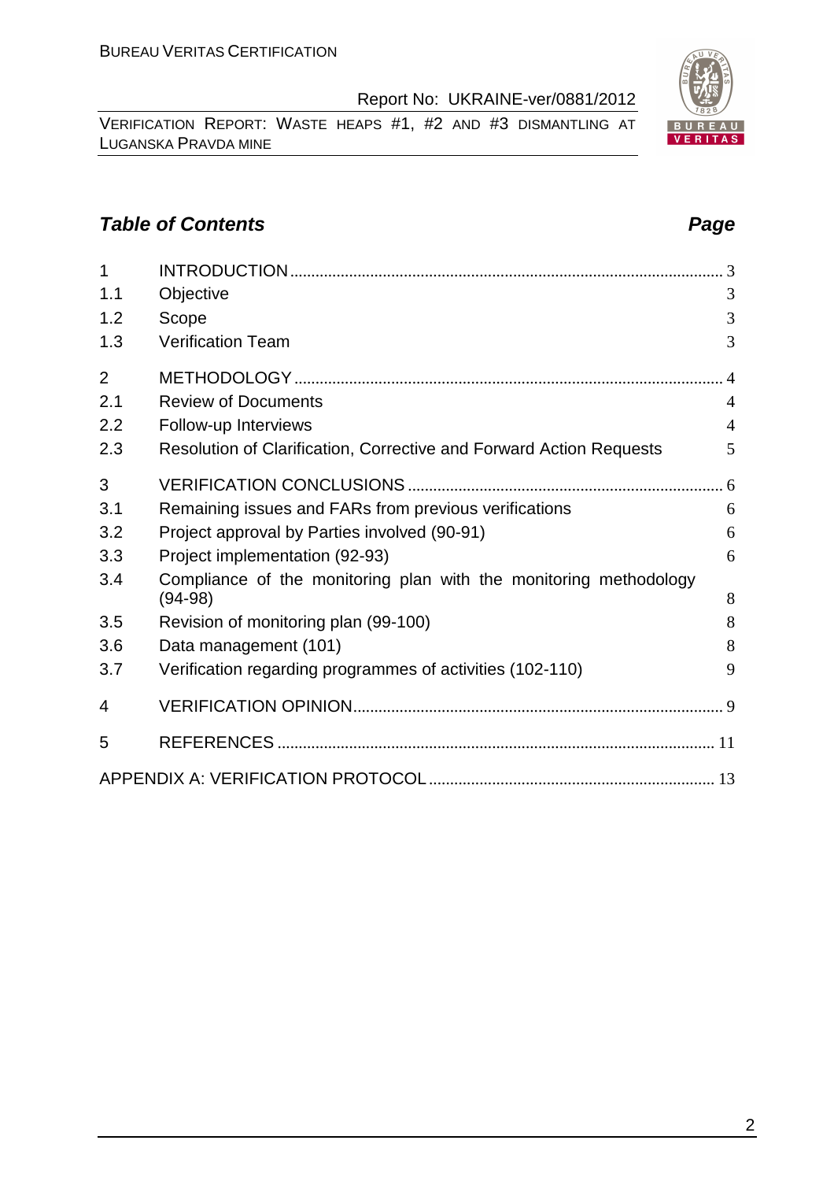## *Table of Contents* *Page*

| | | |
|---|---|---|
| 1 | INTRODUCTION | 3 |
| 1.1 | Objective | 3 |
| 1.2 | Scope | 3 |
| 1.3 | Verification Team | 3 |
| 2 | METHODOLOGY | 4 |
| 2.1 | Review of Documents | 4 |
| 2.2 | Follow-up Interviews | 4 |
| 2.3 | Resolution of Clarification, Corrective and Forward Action Requests | 5 |
| 3 | VERIFICATION CONCLUSIONS | 6 |
| 3.1 | Remaining issues and FARs from previous verifications | 6 |
| 3.2 | Project approval by Parties involved (90-91) | 6 |
| 3.3 | Project implementation (92-93) | 6 |
| 3.4 | Compliance of the monitoring plan with the monitoring methodology (94-98) | 8 |
| 3.5 | Revision of monitoring plan (99-100) | 8 |
| 3.6 | Data management (101) | 8 |
| 3.7 | Verification regarding programmes of activities (102-110) | 9 |
| 4 | VERIFICATION OPINION | 9 |
| 5 | REFERENCES | 11 |
| | APPENDIX A: VERIFICATION PROTOCOL | 13 |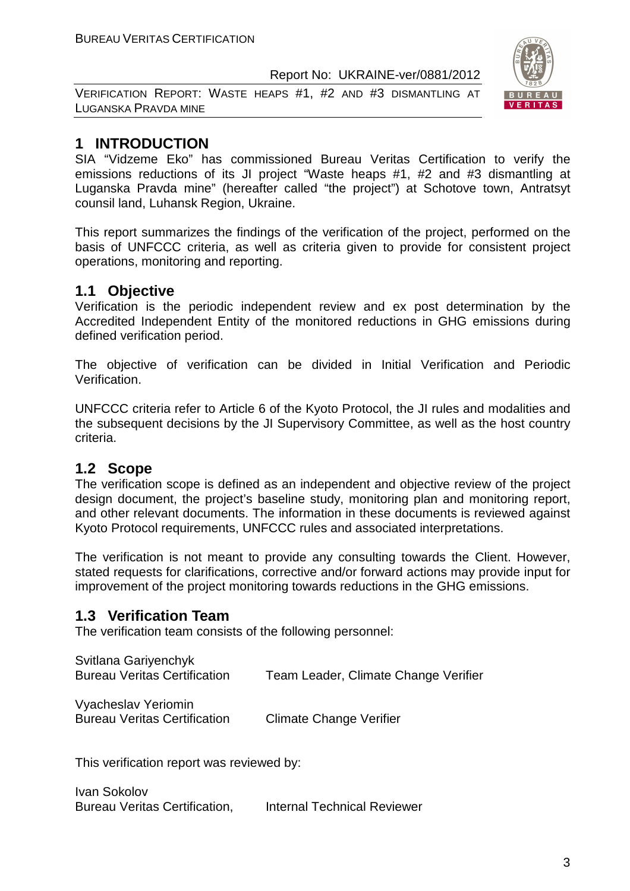# 1 INTRODUCTION

SIA "Vidzeme Eko" has commissioned Bureau Veritas Certification to verify the emissions reductions of its JI project "Waste heaps #1, #2 and #3 dismantling at Luganska Pravda mine" (hereafter called "the project") at Schotove town, Antratsyt counsil land, Luhansk Region, Ukraine.

This report summarizes the findings of the verification of the project, performed on the basis of UNFCCC criteria, as well as criteria given to provide for consistent project operations, monitoring and reporting.

## 1.1 Objective

Verification is the periodic independent review and ex post determination by the Accredited Independent Entity of the monitored reductions in GHG emissions during defined verification period.

The objective of verification can be divided in Initial Verification and Periodic Verification.

UNFCCC criteria refer to Article 6 of the Kyoto Protocol, the JI rules and modalities and the subsequent decisions by the JI Supervisory Committee, as well as the host country criteria.

## 1.2 Scope

The verification scope is defined as an independent and objective review of the project design document, the project's baseline study, monitoring plan and monitoring report, and other relevant documents. The information in these documents is reviewed against Kyoto Protocol requirements, UNFCCC rules and associated interpretations.

The verification is not meant to provide any consulting towards the Client. However, stated requests for clarifications, corrective and/or forward actions may provide input for improvement of the project monitoring towards reductions in the GHG emissions.

## 1.3 Verification Team

The verification team consists of the following personnel:

| | |
|---|---|
| Svitlana Gariyenchyk<br>Bureau Veritas Certification | Team Leader, Climate Change Verifier |
| Vyacheslav Yeriomin<br>Bureau Veritas Certification | Climate Change Verifier |

This verification report was reviewed by:

| | |
|---|---|
| Ivan Sokolov<br>Bureau Veritas Certification, | Internal Technical Reviewer |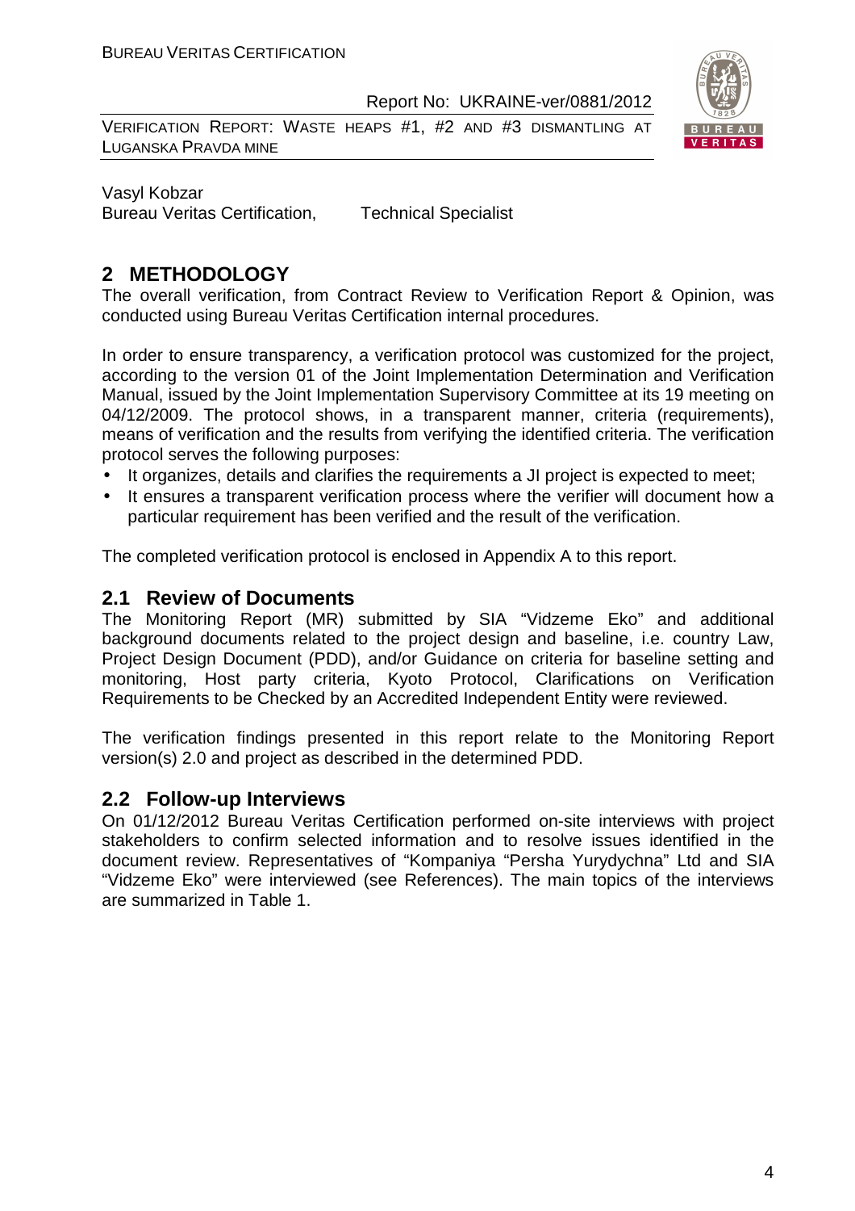Vasyl Kobzar
Bureau Veritas Certification, Technical Specialist

## 2 METHODOLOGY

The overall verification, from Contract Review to Verification Report & Opinion, was conducted using Bureau Veritas Certification internal procedures.

In order to ensure transparency, a verification protocol was customized for the project, according to the version 01 of the Joint Implementation Determination and Verification Manual, issued by the Joint Implementation Supervisory Committee at its 19 meeting on 04/12/2009. The protocol shows, in a transparent manner, criteria (requirements), means of verification and the results from verifying the identified criteria. The verification protocol serves the following purposes:

- It organizes, details and clarifies the requirements a JI project is expected to meet;
- It ensures a transparent verification process where the verifier will document how a particular requirement has been verified and the result of the verification.

The completed verification protocol is enclosed in Appendix A to this report.

### 2.1 Review of Documents

The Monitoring Report (MR) submitted by SIA "Vidzeme Eko" and additional background documents related to the project design and baseline, i.e. country Law, Project Design Document (PDD), and/or Guidance on criteria for baseline setting and monitoring, Host party criteria, Kyoto Protocol, Clarifications on Verification Requirements to be Checked by an Accredited Independent Entity were reviewed.

The verification findings presented in this report relate to the Monitoring Report version(s) 2.0 and project as described in the determined PDD.

### 2.2 Follow-up Interviews

On 01/12/2012 Bureau Veritas Certification performed on-site interviews with project stakeholders to confirm selected information and to resolve issues identified in the document review. Representatives of "Kompaniya "Persha Yurydychna" Ltd and SIA "Vidzeme Eko" were interviewed (see References). The main topics of the interviews are summarized in Table 1.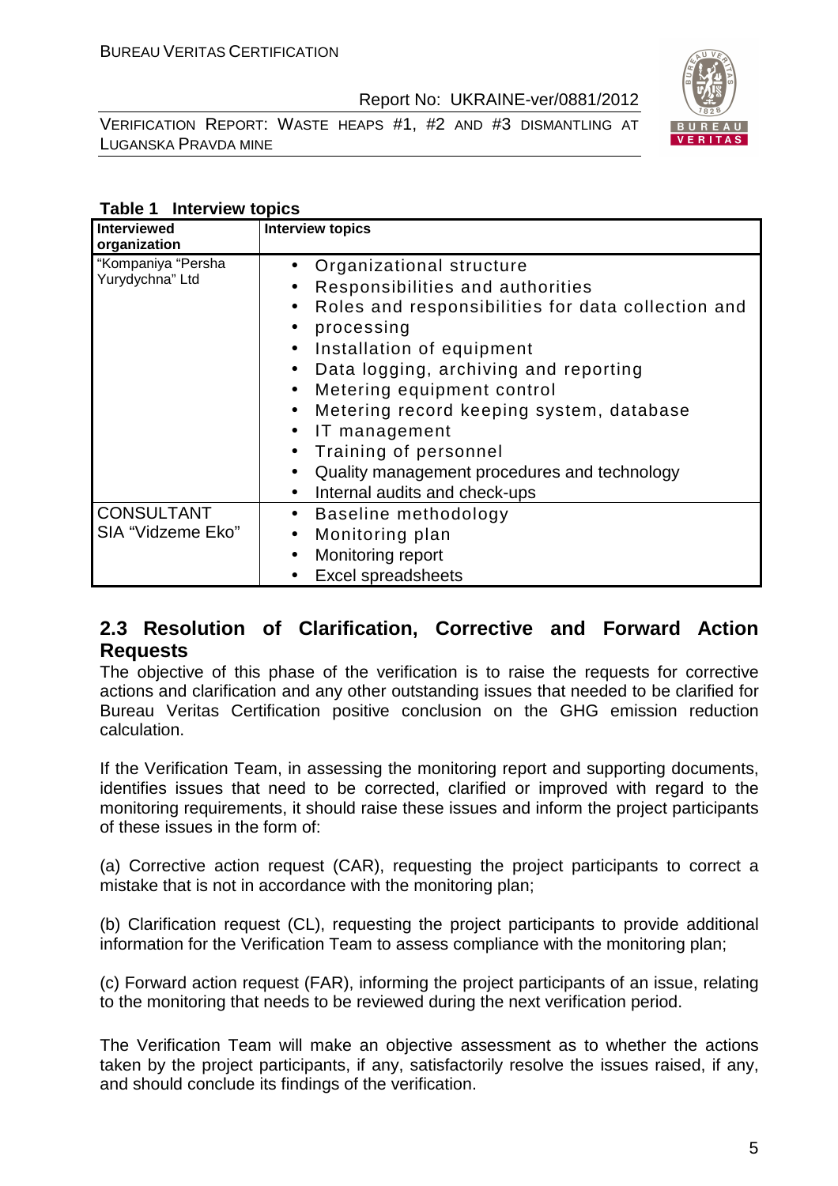**Table 1 Interview topics**

| Interviewed organization | Interview topics |
|---|---|
| "Kompaniya "Persha Yurydychna" Ltd | • Organizational structure<br>• Responsibilities and authorities<br>• Roles and responsibilities for data collection and<br>• processing<br>• Installation of equipment<br>• Data logging, archiving and reporting<br>• Metering equipment control<br>• Metering record keeping system, database<br>• IT management<br>• Training of personnel<br>• Quality management procedures and technology<br>• Internal audits and check-ups |
| CONSULTANT SIA "Vidzeme Eko" | • Baseline methodology<br>• Monitoring plan<br>• Monitoring report<br>• Excel spreadsheets |

## 2.3 Resolution of Clarification, Corrective and Forward Action Requests

The objective of this phase of the verification is to raise the requests for corrective actions and clarification and any other outstanding issues that needed to be clarified for Bureau Veritas Certification positive conclusion on the GHG emission reduction calculation.

If the Verification Team, in assessing the monitoring report and supporting documents, identifies issues that need to be corrected, clarified or improved with regard to the monitoring requirements, it should raise these issues and inform the project participants of these issues in the form of:

(a) Corrective action request (CAR), requesting the project participants to correct a mistake that is not in accordance with the monitoring plan;

(b) Clarification request (CL), requesting the project participants to provide additional information for the Verification Team to assess compliance with the monitoring plan;

(c) Forward action request (FAR), informing the project participants of an issue, relating to the monitoring that needs to be reviewed during the next verification period.

The Verification Team will make an objective assessment as to whether the actions taken by the project participants, if any, satisfactorily resolve the issues raised, if any, and should conclude its findings of the verification.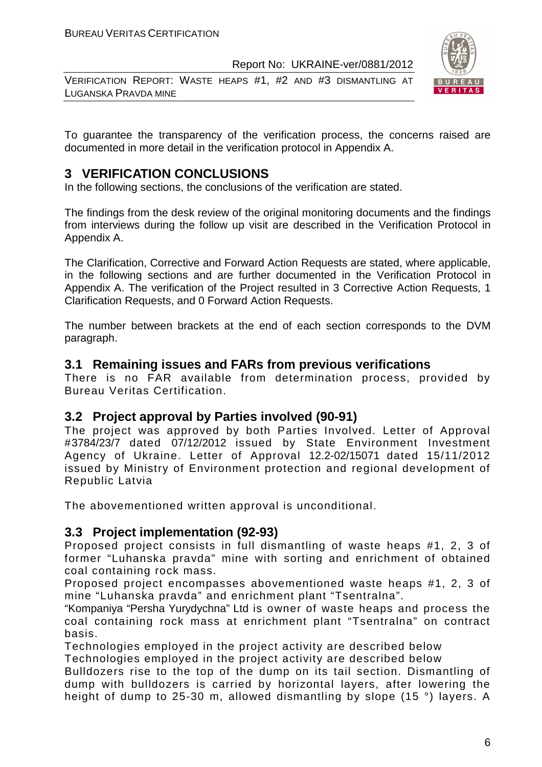To guarantee the transparency of the verification process, the concerns raised are documented in more detail in the verification protocol in Appendix A.

# 3 VERIFICATION CONCLUSIONS

In the following sections, the conclusions of the verification are stated.

The findings from the desk review of the original monitoring documents and the findings from interviews during the follow up visit are described in the Verification Protocol in Appendix A.

The Clarification, Corrective and Forward Action Requests are stated, where applicable, in the following sections and are further documented in the Verification Protocol in Appendix A. The verification of the Project resulted in 3 Corrective Action Requests, 1 Clarification Requests, and 0 Forward Action Requests.

The number between brackets at the end of each section corresponds to the DVM paragraph.

## 3.1 Remaining issues and FARs from previous verifications

There is no FAR available from determination process, provided by Bureau Veritas Certification.

## 3.2 Project approval by Parties involved (90-91)

The project was approved by both Parties Involved. Letter of Approval #3784/23/7 dated 07/12/2012 issued by State Environment Investment Agency of Ukraine. Letter of Approval 12.2-02/15071 dated 15/11/2012 issued by Ministry of Environment protection and regional development of Republic Latvia

The abovementioned written approval is unconditional.

## 3.3 Project implementation (92-93)

Proposed project consists in full dismantling of waste heaps #1, 2, 3 of former "Luhanska pravda" mine with sorting and enrichment of obtained coal containing rock mass.

Proposed project encompasses abovementioned waste heaps #1, 2, 3 of mine "Luhanska pravda" and enrichment plant "Tsentralna".

"Kompaniya "Persha Yurydychna" Ltd is owner of waste heaps and process the coal containing rock mass at enrichment plant "Tsentralna" on contract basis.

Technologies employed in the project activity are described below

Technologies employed in the project activity are described below

Bulldozers rise to the top of the dump on its tail section. Dismantling of dump with bulldozers is carried by horizontal layers, after lowering the height of dump to 25-30 m, allowed dismantling by slope (15 °) layers. A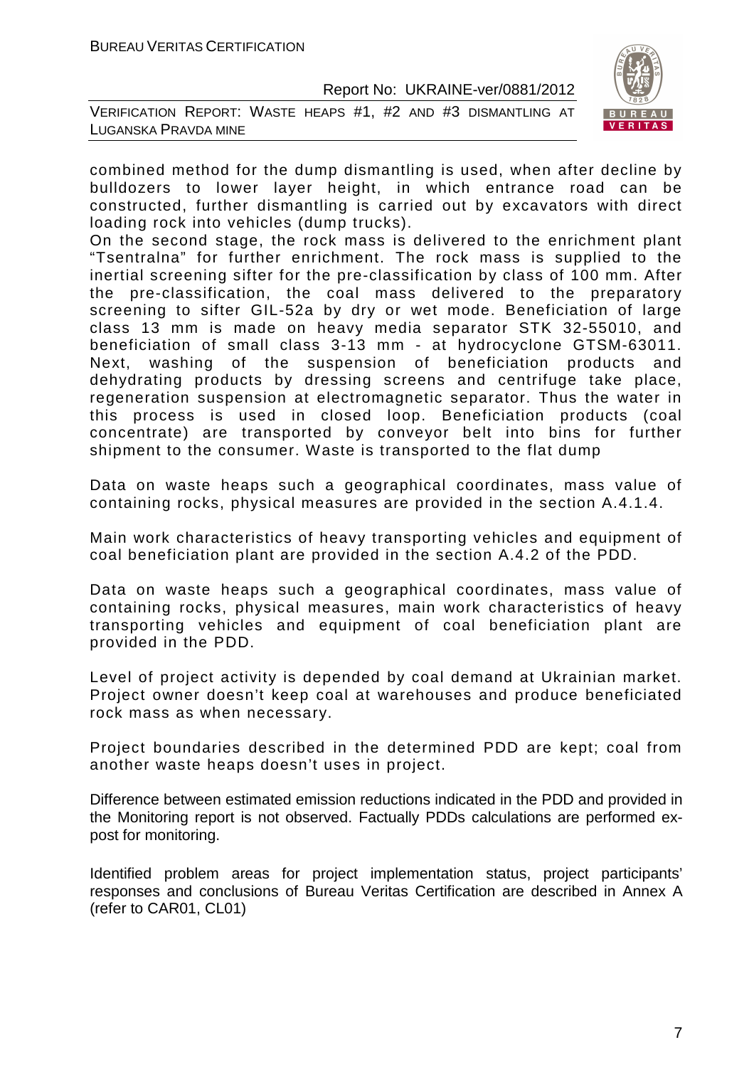combined method for the dump dismantling is used, when after decline by bulldozers to lower layer height, in which entrance road can be constructed, further dismantling is carried out by excavators with direct loading rock into vehicles (dump trucks).
On the second stage, the rock mass is delivered to the enrichment plant "Tsentralna" for further enrichment. The rock mass is supplied to the inertial screening sifter for the pre-classification by class of 100 mm. After the pre-classification, the coal mass delivered to the preparatory screening to sifter GIL-52a by dry or wet mode. Beneficiation of large class 13 mm is made on heavy media separator STK 32-55010, and beneficiation of small class 3-13 mm - at hydrocyclone GTSM-63011. Next, washing of the suspension of beneficiation products and dehydrating products by dressing screens and centrifuge take place, regeneration suspension at electromagnetic separator. Thus the water in this process is used in closed loop. Beneficiation products (coal concentrate) are transported by conveyor belt into bins for further shipment to the consumer. Waste is transported to the flat dump

Data on waste heaps such a geographical coordinates, mass value of containing rocks, physical measures are provided in the section A.4.1.4.

Main work characteristics of heavy transporting vehicles and equipment of coal beneficiation plant are provided in the section A.4.2 of the PDD.

Data on waste heaps such a geographical coordinates, mass value of containing rocks, physical measures, main work characteristics of heavy transporting vehicles and equipment of coal beneficiation plant are provided in the PDD.

Level of project activity is depended by coal demand at Ukrainian market. Project owner doesn't keep coal at warehouses and produce beneficiated rock mass as when necessary.

Project boundaries described in the determined PDD are kept; coal from another waste heaps doesn't uses in project.

Difference between estimated emission reductions indicated in the PDD and provided in the Monitoring report is not observed. Factually PDDs calculations are performed ex-post for monitoring.

Identified problem areas for project implementation status, project participants' responses and conclusions of Bureau Veritas Certification are described in Annex A (refer to CAR01, CL01)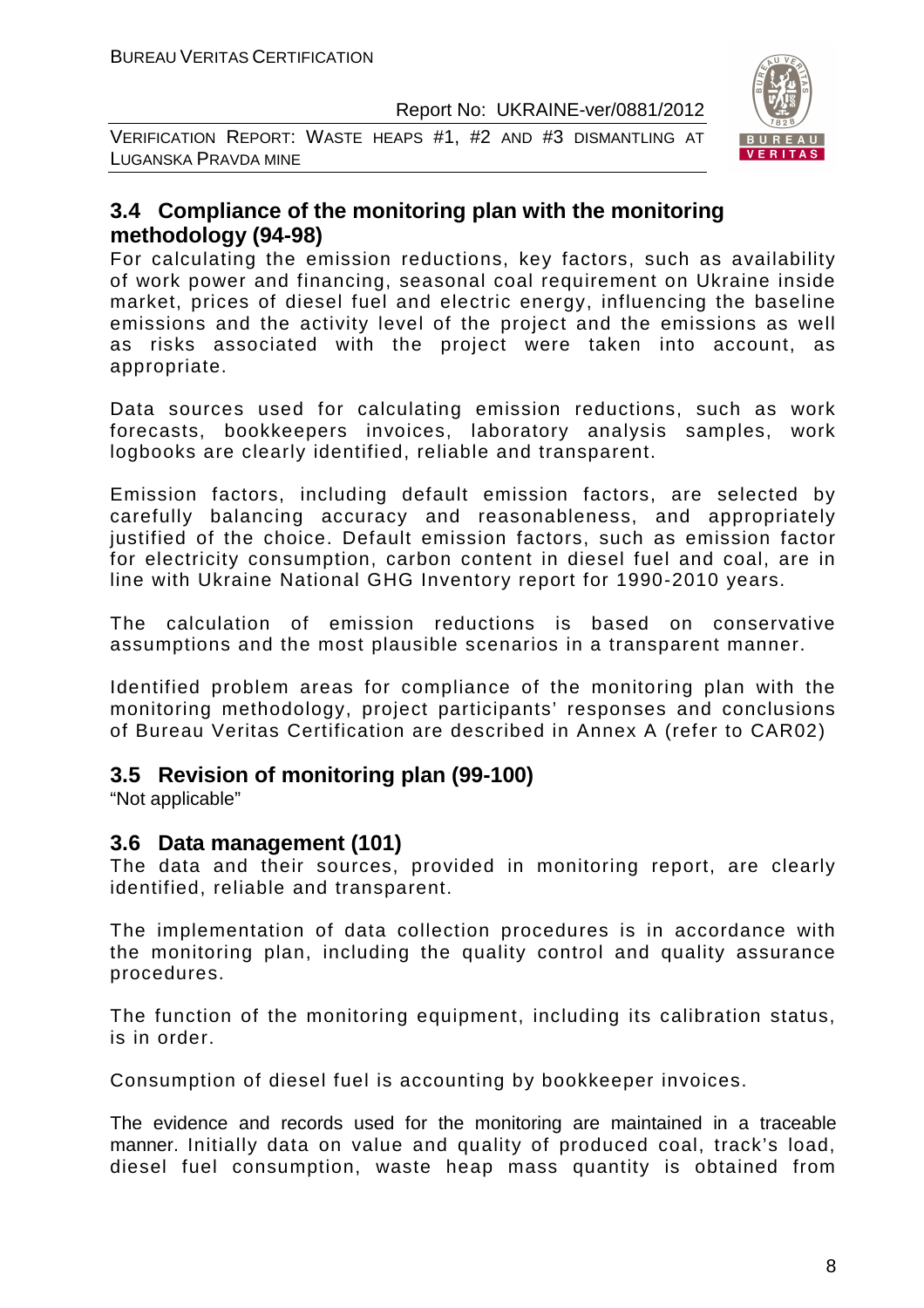## 3.4 Compliance of the monitoring plan with the monitoring methodology (94-98)

For calculating the emission reductions, key factors, such as availability of work power and financing, seasonal coal requirement on Ukraine inside market, prices of diesel fuel and electric energy, influencing the baseline emissions and the activity level of the project and the emissions as well as risks associated with the project were taken into account, as appropriate.

Data sources used for calculating emission reductions, such as work forecasts, bookkeepers invoices, laboratory analysis samples, work logbooks are clearly identified, reliable and transparent.

Emission factors, including default emission factors, are selected by carefully balancing accuracy and reasonableness, and appropriately justified of the choice. Default emission factors, such as emission factor for electricity consumption, carbon content in diesel fuel and coal, are in line with Ukraine National GHG Inventory report for 1990-2010 years.

The calculation of emission reductions is based on conservative assumptions and the most plausible scenarios in a transparent manner.

Identified problem areas for compliance of the monitoring plan with the monitoring methodology, project participants' responses and conclusions of Bureau Veritas Certification are described in Annex A (refer to CAR02)

## 3.5 Revision of monitoring plan (99-100)

"Not applicable"

## 3.6 Data management (101)

The data and their sources, provided in monitoring report, are clearly identified, reliable and transparent.

The implementation of data collection procedures is in accordance with the monitoring plan, including the quality control and quality assurance procedures.

The function of the monitoring equipment, including its calibration status, is in order.

Consumption of diesel fuel is accounting by bookkeeper invoices.

The evidence and records used for the monitoring are maintained in a traceable manner. Initially data on value and quality of produced coal, track's load, diesel fuel consumption, waste heap mass quantity is obtained from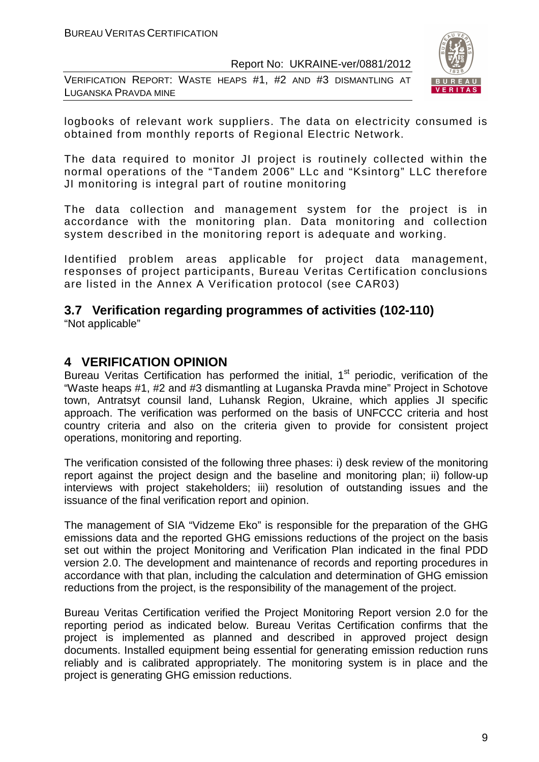logbooks of relevant work suppliers. The data on electricity consumed is obtained from monthly reports of Regional Electric Network.

The data required to monitor JI project is routinely collected within the normal operations of the "Tandem 2006" LLc and "Ksintorg" LLC therefore JI monitoring is integral part of routine monitoring

The data collection and management system for the project is in accordance with the monitoring plan. Data monitoring and collection system described in the monitoring report is adequate and working.

Identified problem areas applicable for project data management, responses of project participants, Bureau Veritas Certification conclusions are listed in the Annex A Verification protocol (see CAR03)

### 3.7 Verification regarding programmes of activities (102-110)

"Not applicable"

## 4 VERIFICATION OPINION

Bureau Veritas Certification has performed the initial, 1st periodic, verification of the "Waste heaps #1, #2 and #3 dismantling at Luganska Pravda mine" Project in Schotove town, Antratsyt counsil land, Luhansk Region, Ukraine, which applies JI specific approach. The verification was performed on the basis of UNFCCC criteria and host country criteria and also on the criteria given to provide for consistent project operations, monitoring and reporting.

The verification consisted of the following three phases: i) desk review of the monitoring report against the project design and the baseline and monitoring plan; ii) follow-up interviews with project stakeholders; iii) resolution of outstanding issues and the issuance of the final verification report and opinion.

The management of SIA "Vidzeme Eko" is responsible for the preparation of the GHG emissions data and the reported GHG emissions reductions of the project on the basis set out within the project Monitoring and Verification Plan indicated in the final PDD version 2.0. The development and maintenance of records and reporting procedures in accordance with that plan, including the calculation and determination of GHG emission reductions from the project, is the responsibility of the management of the project.

Bureau Veritas Certification verified the Project Monitoring Report version 2.0 for the reporting period as indicated below. Bureau Veritas Certification confirms that the project is implemented as planned and described in approved project design documents. Installed equipment being essential for generating emission reduction runs reliably and is calibrated appropriately. The monitoring system is in place and the project is generating GHG emission reductions.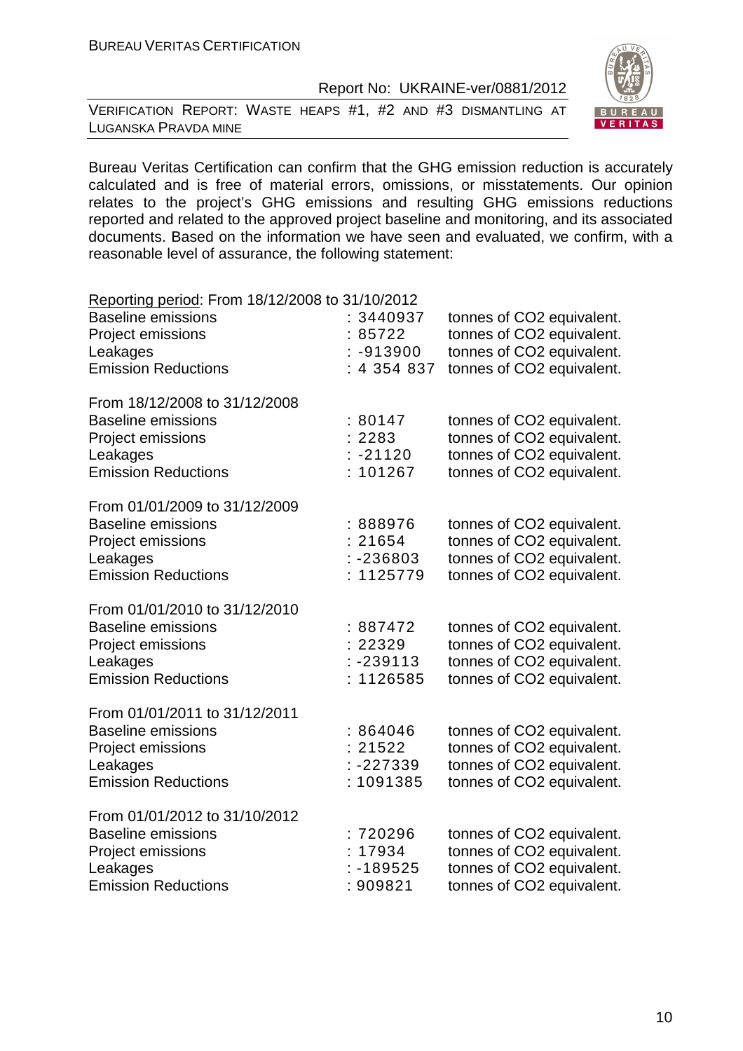Bureau Veritas Certification can confirm that the GHG emission reduction is accurately calculated and is free of material errors, omissions, or misstatements. Our opinion relates to the project's GHG emissions and resulting GHG emissions reductions reported and related to the approved project baseline and monitoring, and its associated documents. Based on the information we have seen and evaluated, we confirm, with a reasonable level of assurance, the following statement:

<u>Reporting period</u>: From 18/12/2008 to 31/10/2012

| | | |
|---|---|---|
| Baseline emissions | : 3440937 | tonnes of CO2 equivalent. |
| Project emissions | : 85722 | tonnes of CO2 equivalent. |
| Leakages | : -913900 | tonnes of CO2 equivalent. |
| Emission Reductions | : 4 354 837 | tonnes of CO2 equivalent. |

From 18/12/2008 to 31/12/2008

| | | |
|---|---|---|
| Baseline emissions | : 80147 | tonnes of CO2 equivalent. |
| Project emissions | : 2283 | tonnes of CO2 equivalent. |
| Leakages | : -21120 | tonnes of CO2 equivalent. |
| Emission Reductions | : 101267 | tonnes of CO2 equivalent. |

From 01/01/2009 to 31/12/2009

| | | |
|---|---|---|
| Baseline emissions | : 888976 | tonnes of CO2 equivalent. |
| Project emissions | : 21654 | tonnes of CO2 equivalent. |
| Leakages | : -236803 | tonnes of CO2 equivalent. |
| Emission Reductions | : 1125779 | tonnes of CO2 equivalent. |

From 01/01/2010 to 31/12/2010

| | | |
|---|---|---|
| Baseline emissions | : 887472 | tonnes of CO2 equivalent. |
| Project emissions | : 22329 | tonnes of CO2 equivalent. |
| Leakages | : -239113 | tonnes of CO2 equivalent. |
| Emission Reductions | : 1126585 | tonnes of CO2 equivalent. |

From 01/01/2011 to 31/12/2011

| | | |
|---|---|---|
| Baseline emissions | : 864046 | tonnes of CO2 equivalent. |
| Project emissions | : 21522 | tonnes of CO2 equivalent. |
| Leakages | : -227339 | tonnes of CO2 equivalent. |
| Emission Reductions | : 1091385 | tonnes of CO2 equivalent. |

From 01/01/2012 to 31/10/2012

| | | |
|---|---|---|
| Baseline emissions | : 720296 | tonnes of CO2 equivalent. |
| Project emissions | : 17934 | tonnes of CO2 equivalent. |
| Leakages | : -189525 | tonnes of CO2 equivalent. |
| Emission Reductions | : 909821 | tonnes of CO2 equivalent. |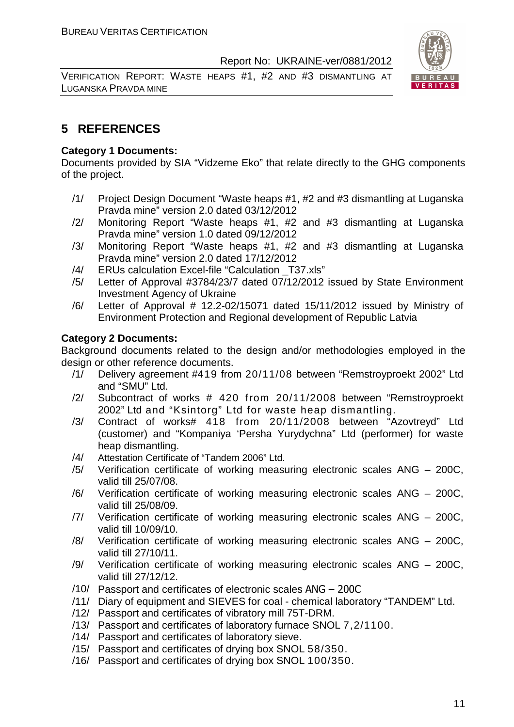## 5 REFERENCES

**Category 1 Documents:**

Documents provided by SIA "Vidzeme Eko" that relate directly to the GHG components of the project.

/1/ Project Design Document "Waste heaps #1, #2 and #3 dismantling at Luganska Pravda mine" version 2.0 dated 03/12/2012

/2/ Monitoring Report "Waste heaps #1, #2 and #3 dismantling at Luganska Pravda mine" version 1.0 dated 09/12/2012

/3/ Monitoring Report "Waste heaps #1, #2 and #3 dismantling at Luganska Pravda mine" version 2.0 dated 17/12/2012

/4/ ERUs calculation Excel-file "Calculation _T37.xls"

/5/ Letter of Approval #3784/23/7 dated 07/12/2012 issued by State Environment Investment Agency of Ukraine

/6/ Letter of Approval # 12.2-02/15071 dated 15/11/2012 issued by Ministry of Environment Protection and Regional development of Republic Latvia

**Category 2 Documents:**

Background documents related to the design and/or methodologies employed in the design or other reference documents.

/1/ Delivery agreement #419 from 20/11/08 between "Remstroyproekt 2002" Ltd and "SMU" Ltd.

/2/ Subcontract of works # 420 from 20/11/2008 between "Remstroyproekt 2002" Ltd and "Ksintorg" Ltd for waste heap dismantling.

/3/ Contract of works# 418 from 20/11/2008 between "Azovtreyd" Ltd (customer) and "Kompaniya 'Persha Yurydychna" Ltd (performer) for waste heap dismantling.

/4/ Attestation Certificate of "Tandem 2006" Ltd.

/5/ Verification certificate of working measuring electronic scales ANG – 200C, valid till 25/07/08.

/6/ Verification certificate of working measuring electronic scales ANG – 200C, valid till 25/08/09.

/7/ Verification certificate of working measuring electronic scales ANG – 200C, valid till 10/09/10.

/8/ Verification certificate of working measuring electronic scales ANG – 200C, valid till 27/10/11.

/9/ Verification certificate of working measuring electronic scales ANG – 200C, valid till 27/12/12.

/10/ Passport and certificates of electronic scales ANG – 200C

/11/ Diary of equipment and SIEVES for coal - chemical laboratory "TANDEM" Ltd.

/12/ Passport and certificates of vibratory mill 75T-DRM.

/13/ Passport and certificates of laboratory furnace SNOL 7,2/1100.

/14/ Passport and certificates of laboratory sieve.

/15/ Passport and certificates of drying box SNOL 58/350.

/16/ Passport and certificates of drying box SNOL 100/350.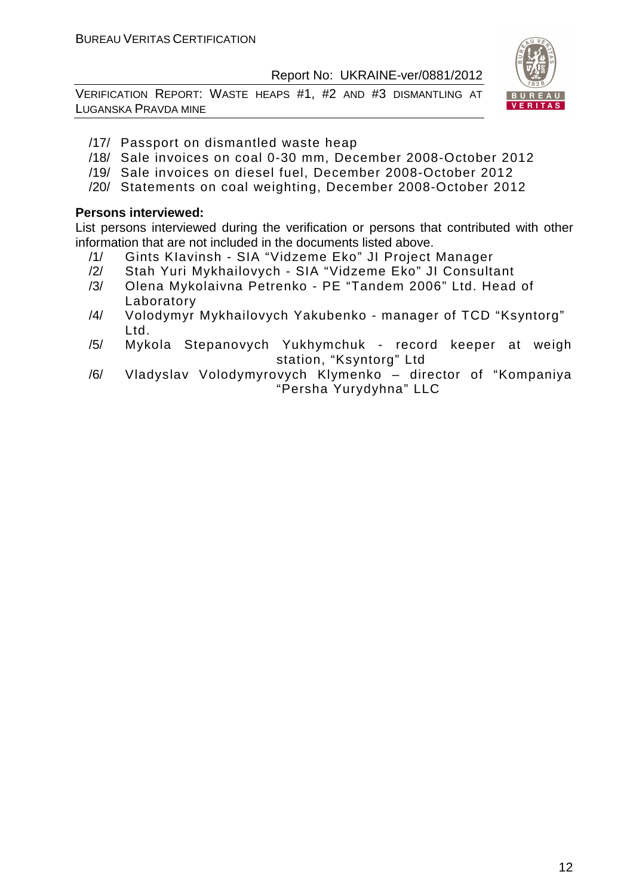/17/ Passport on dismantled waste heap

/18/ Sale invoices on coal 0-30 mm, December 2008-October 2012

/19/ Sale invoices on diesel fuel, December 2008-October 2012

/20/ Statements on coal weighting, December 2008-October 2012

**Persons interviewed:**

List persons interviewed during the verification or persons that contributed with other information that are not included in the documents listed above.

/1/ Gints Klavinsh - SIA "Vidzeme Eko" JI Project Manager

/2/ Stah Yuri Mykhailovych - SIA "Vidzeme Eko" JI Consultant

/3/ Olena Mykolaivna Petrenko - PE "Tandem 2006" Ltd. Head of Laboratory

/4/ Volodymyr Mykhailovych Yakubenko - manager of TCD "Ksyntorg" Ltd.

/5/ Mykola Stepanovych Yukhymchuk - record keeper at weigh station, "Ksyntorg" Ltd

/6/ Vladyslav Volodymyrovych Klymenko – director of "Kompaniya "Persha Yurydyhna" LLC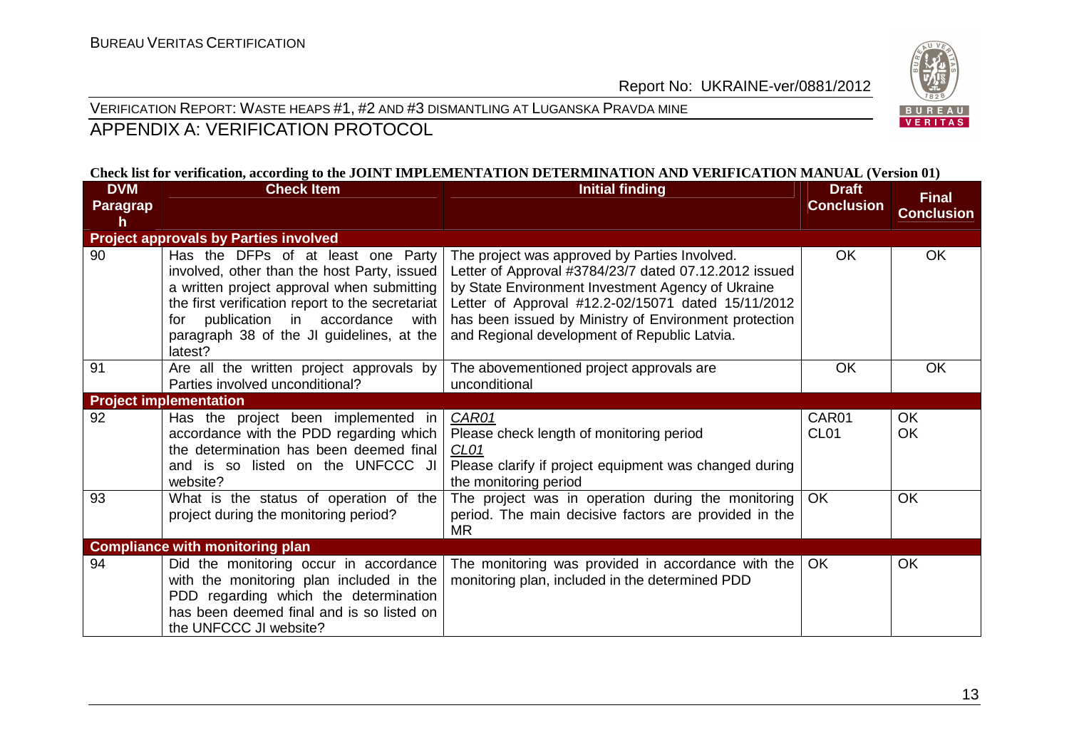VERIFICATION REPORT: WASTE HEAPS #1, #2 AND #3 DISMANTLING AT LUGANSKA PRAVDA MINE

# APPENDIX A: VERIFICATION PROTOCOL

**Check list for verification, according to the JOINT IMPLEMENTATION DETERMINATION AND VERIFICATION MANUAL (Version 01)**

| DVM Paragraph | Check Item | Initial finding | Draft Conclusion | Final Conclusion |
|---|---|---|---|---|
| **Project approvals by Parties involved** | | | | |
| 90 | Has the DFPs of at least one Party involved, other than the host Party, issued a written project approval when submitting the first verification report to the secretariat for publication in accordance with paragraph 38 of the JI guidelines, at the latest? | The project was approved by Parties Involved.<br>Letter of Approval #3784/23/7 dated 07.12.2012 issued by State Environment Investment Agency of Ukraine<br>Letter of Approval #12.2-02/15071 dated 15/11/2012 has been issued by Ministry of Environment protection and Regional development of Republic Latvia. | OK | OK |
| 91 | Are all the written project approvals by Parties involved unconditional? | The abovementioned project approvals are unconditional | OK | OK |
| **Project implementation** | | | | |
| 92 | Has the project been implemented in accordance with the PDD regarding which the determination has been deemed final and is so listed on the UNFCCC JI website? | *CAR01*<br>Please check length of monitoring period<br>*CL01*<br>Please clarify if project equipment was changed during the monitoring period | CAR01<br>CL01 | OK<br>OK |
| 93 | What is the status of operation of the project during the monitoring period? | The project was in operation during the monitoring period. The main decisive factors are provided in the MR | OK | OK |
| **Compliance with monitoring plan** | | | | |
| 94 | Did the monitoring occur in accordance with the monitoring plan included in the PDD regarding which the determination has been deemed final and is so listed on the UNFCCC JI website? | The monitoring was provided in accordance with the monitoring plan, included in the determined PDD | OK | OK |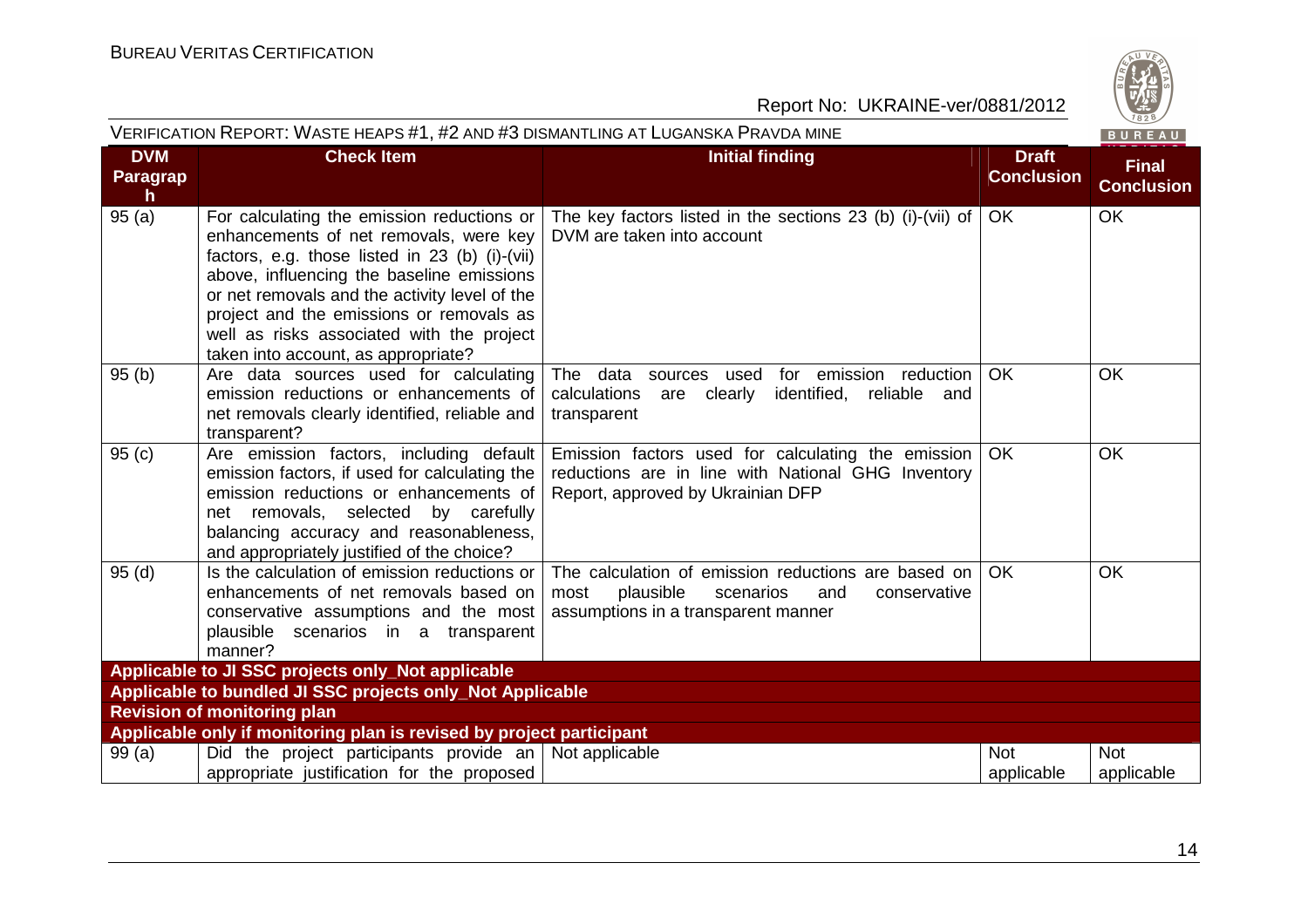| DVM Paragraph | Check Item | Initial finding | Draft Conclusion | Final Conclusion |
|---|---|---|---|---|
| 95 (a) | For calculating the emission reductions or enhancements of net removals, were key factors, e.g. those listed in 23 (b) (i)-(vii) above, influencing the baseline emissions or net removals and the activity level of the project and the emissions or removals as well as risks associated with the project taken into account, as appropriate? | The key factors listed in the sections 23 (b) (i)-(vii) of DVM are taken into account | OK | OK |
| 95 (b) | Are data sources used for calculating emission reductions or enhancements of net removals clearly identified, reliable and transparent? | The data sources used for emission reduction calculations are clearly identified, reliable and transparent | OK | OK |
| 95 (c) | Are emission factors, including default emission factors, if used for calculating the emission reductions or enhancements of net removals, selected by carefully balancing accuracy and reasonableness, and appropriately justified of the choice? | Emission factors used for calculating the emission reductions are in line with National GHG Inventory Report, approved by Ukrainian DFP | OK | OK |
| 95 (d) | Is the calculation of emission reductions or enhancements of net removals based on conservative assumptions and the most plausible scenarios in a transparent manner? | The calculation of emission reductions are based on most plausible scenarios and conservative assumptions in a transparent manner | OK | OK |
| **Applicable to JI SSC projects only_Not applicable** | | | | |
| **Applicable to bundled JI SSC projects only_Not Applicable** | | | | |
| **Revision of monitoring plan** | | | | |
| **Applicable only if monitoring plan is revised by project participant** | | | | |
| 99 (a) | Did the project participants provide an appropriate justification for the proposed | Not applicable | Not applicable | Not applicable |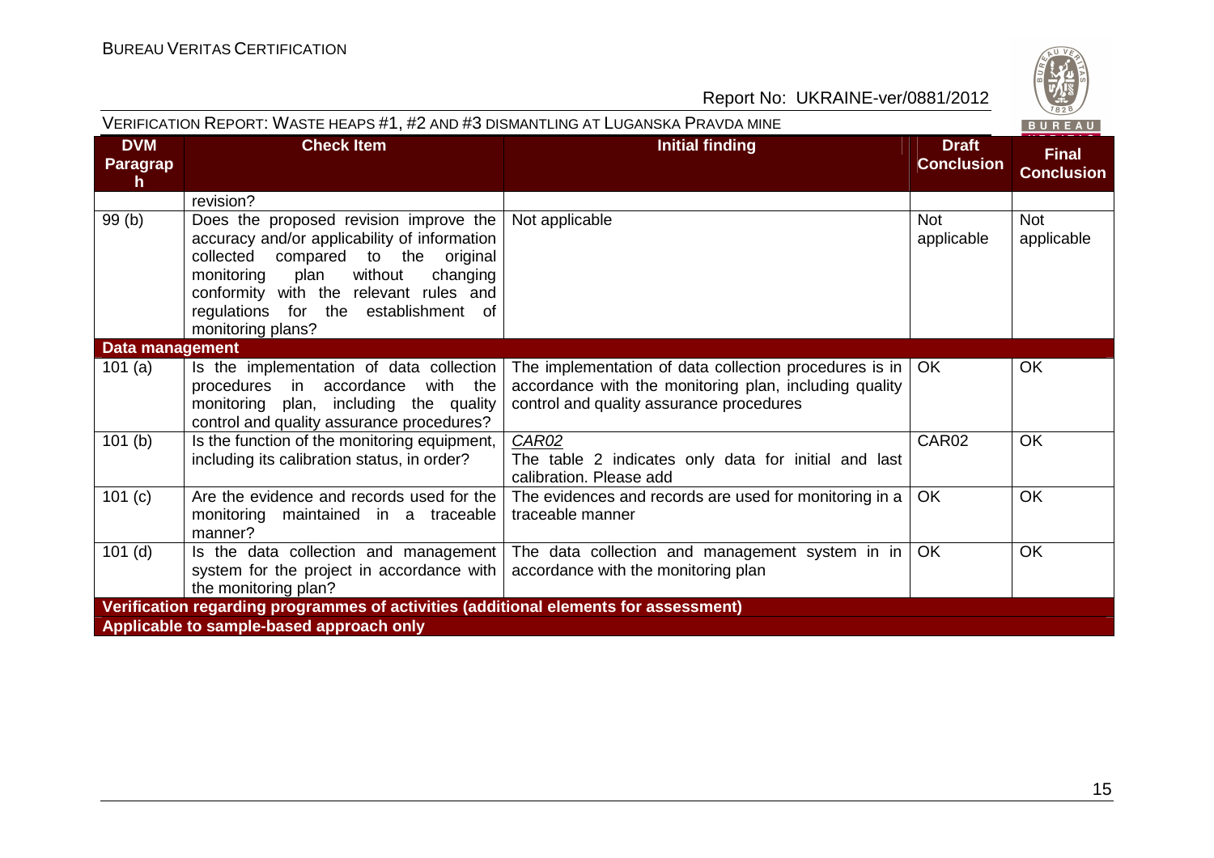| DVM Paragraph | Check Item | Initial finding | Draft Conclusion | Final Conclusion |
|---|---|---|---|---|
| | revision? | | | |
| 99 (b) | Does the proposed revision improve the accuracy and/or applicability of information collected compared to the original monitoring plan without changing conformity with the relevant rules and regulations for the establishment of monitoring plans? | Not applicable | Not applicable | Not applicable |
| **Data management** | | | | |
| 101 (a) | Is the implementation of data collection procedures in accordance with the monitoring plan, including the quality control and quality assurance procedures? | The implementation of data collection procedures is in accordance with the monitoring plan, including quality control and quality assurance procedures | OK | OK |
| 101 (b) | Is the function of the monitoring equipment, including its calibration status, in order? | *CAR02* The table 2 indicates only data for initial and last calibration. Please add | CAR02 | OK |
| 101 (c) | Are the evidence and records used for the monitoring maintained in a traceable manner? | The evidences and records are used for monitoring in a traceable manner | OK | OK |
| 101 (d) | Is the data collection and management system for the project in accordance with the monitoring plan? | The data collection and management system in in accordance with the monitoring plan | OK | OK |
| **Verification regarding programmes of activities (additional elements for assessment)** | | | | |
| **Applicable to sample-based approach only** | | | | |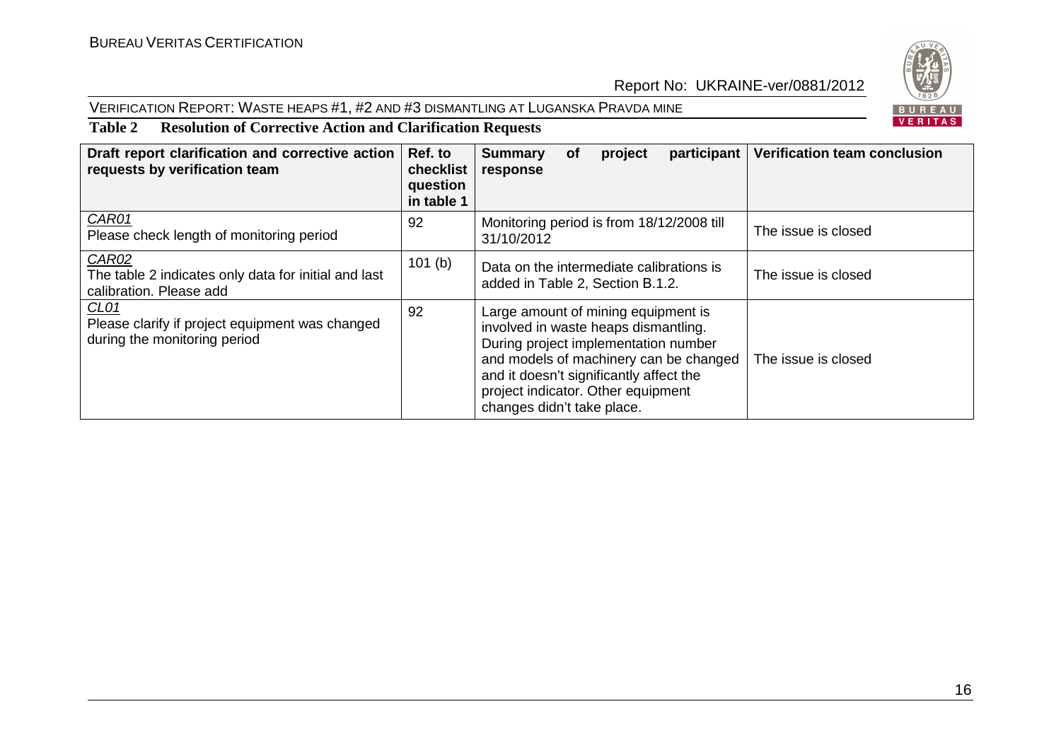**Table 2 Resolution of Corrective Action and Clarification Requests**

| Draft report clarification and corrective action requests by verification team | Ref. to checklist question in table 1 | Summary of project participant response | Verification team conclusion |
|---|---|---|---|
| CAR01<br>Please check length of monitoring period | 92 | Monitoring period is from 18/12/2008 till 31/10/2012 | The issue is closed |
| CAR02<br>The table 2 indicates only data for initial and last calibration. Please add | 101 (b) | Data on the intermediate calibrations is added in Table 2, Section B.1.2. | The issue is closed |
| CL01<br>Please clarify if project equipment was changed during the monitoring period | 92 | Large amount of mining equipment is involved in waste heaps dismantling. During project implementation number and models of machinery can be changed and it doesn't significantly affect the project indicator. Other equipment changes didn't take place. | The issue is closed |